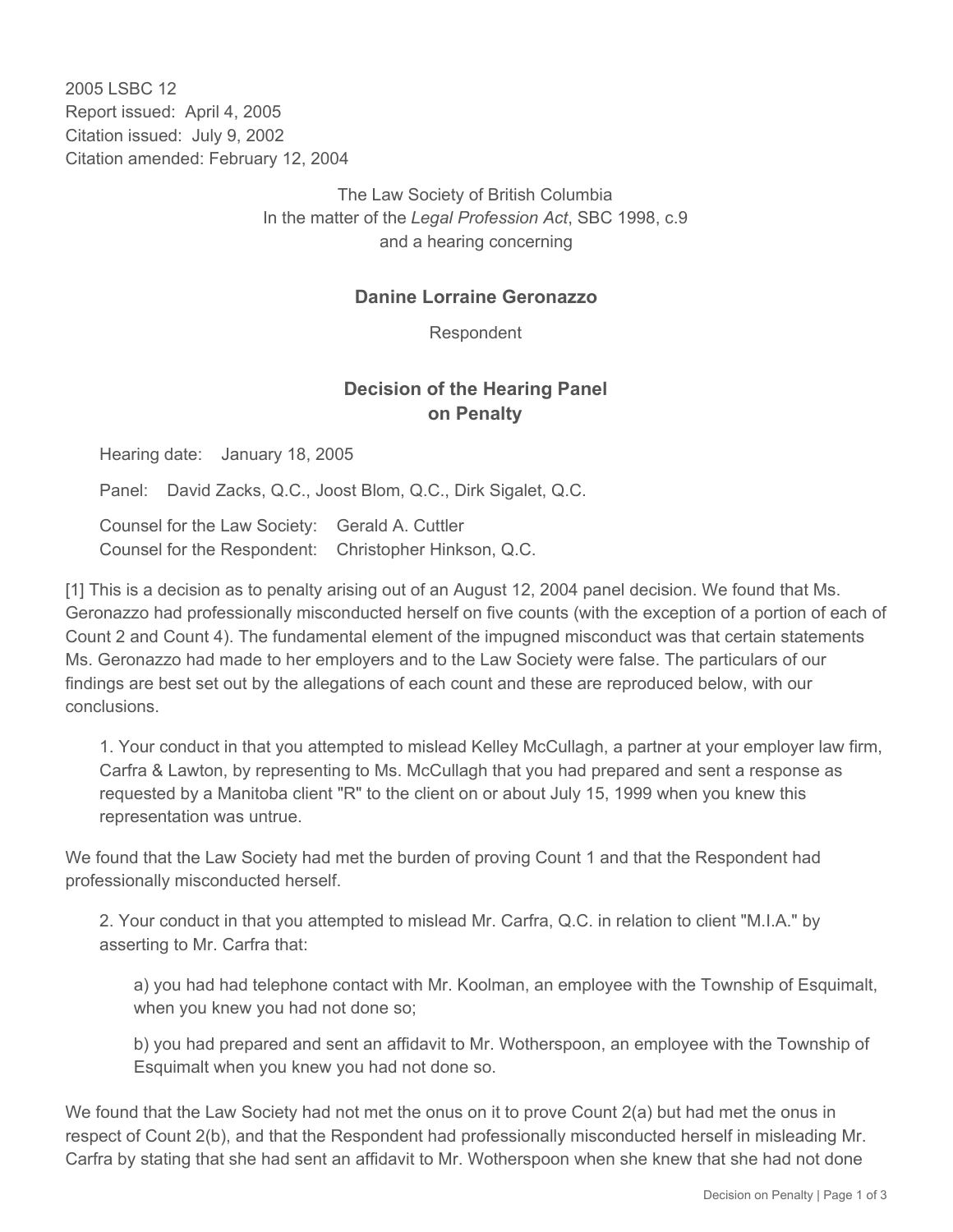2005 LSBC 12
Report issued: April 4, 2005
Citation issued: July 9, 2002
Citation amended: February 12, 2004

The Law Society of British Columbia
In the matter of the *Legal Profession Act*, SBC 1998, c.9
and a hearing concerning

**Danine Lorraine Geronazzo**

Respondent

## Decision of the Hearing Panel on Penalty

Hearing date: January 18, 2005

Panel: David Zacks, Q.C., Joost Blom, Q.C., Dirk Sigalet, Q.C.

Counsel for the Law Society: Gerald A. Cuttler
Counsel for the Respondent: Christopher Hinkson, Q.C.

[1] This is a decision as to penalty arising out of an August 12, 2004 panel decision. We found that Ms. Geronazzo had professionally misconducted herself on five counts (with the exception of a portion of each of Count 2 and Count 4). The fundamental element of the impugned misconduct was that certain statements Ms. Geronazzo had made to her employers and to the Law Society were false. The particulars of our findings are best set out by the allegations of each count and these are reproduced below, with our conclusions.

> 1. Your conduct in that you attempted to mislead Kelley McCullagh, a partner at your employer law firm, Carfra & Lawton, by representing to Ms. McCullagh that you had prepared and sent a response as requested by a Manitoba client "R" to the client on or about July 15, 1999 when you knew this representation was untrue.

We found that the Law Society had met the burden of proving Count 1 and that the Respondent had professionally misconducted herself.

> 2. Your conduct in that you attempted to mislead Mr. Carfra, Q.C. in relation to client "M.I.A." by asserting to Mr. Carfra that:
>
> > a) you had had telephone contact with Mr. Koolman, an employee with the Township of Esquimalt, when you knew you had not done so;
> >
> > b) you had prepared and sent an affidavit to Mr. Wotherspoon, an employee with the Township of Esquimalt when you knew you had not done so.

We found that the Law Society had not met the onus on it to prove Count 2(a) but had met the onus in respect of Count 2(b), and that the Respondent had professionally misconducted herself in misleading Mr. Carfra by stating that she had sent an affidavit to Mr. Wotherspoon when she knew that she had not done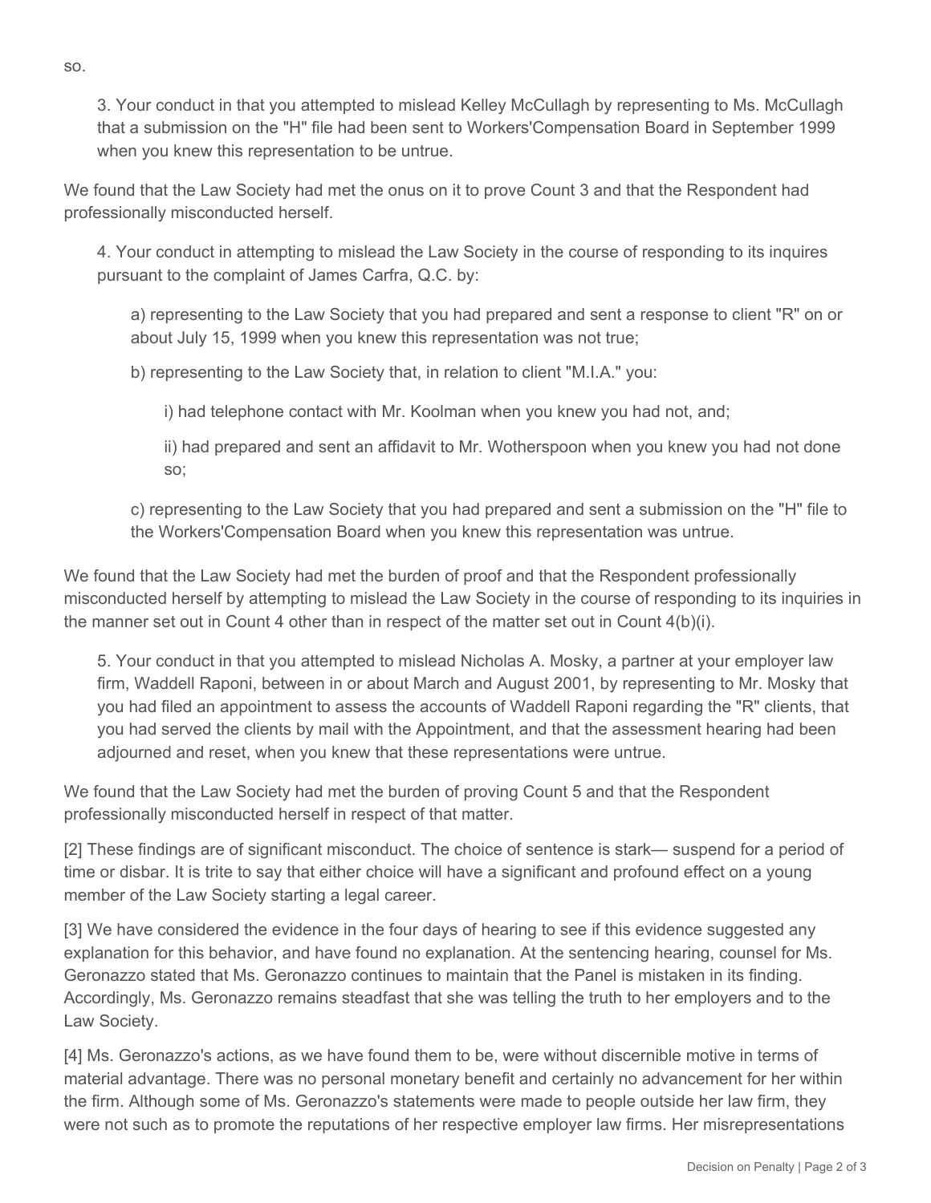so.

> 3. Your conduct in that you attempted to mislead Kelley McCullagh by representing to Ms. McCullagh that a submission on the "H" file had been sent to Workers'Compensation Board in September 1999 when you knew this representation to be untrue.

We found that the Law Society had met the onus on it to prove Count 3 and that the Respondent had professionally misconducted herself.

> 4. Your conduct in attempting to mislead the Law Society in the course of responding to its inquires pursuant to the complaint of James Carfra, Q.C. by:
>
> a) representing to the Law Society that you had prepared and sent a response to client "R" on or about July 15, 1999 when you knew this representation was not true;
>
> b) representing to the Law Society that, in relation to client "M.I.A." you:
>
> i) had telephone contact with Mr. Koolman when you knew you had not, and;
>
> ii) had prepared and sent an affidavit to Mr. Wotherspoon when you knew you had not done so;
>
> c) representing to the Law Society that you had prepared and sent a submission on the "H" file to the Workers'Compensation Board when you knew this representation was untrue.

We found that the Law Society had met the burden of proof and that the Respondent professionally misconducted herself by attempting to mislead the Law Society in the course of responding to its inquiries in the manner set out in Count 4 other than in respect of the matter set out in Count 4(b)(i).

> 5. Your conduct in that you attempted to mislead Nicholas A. Mosky, a partner at your employer law firm, Waddell Raponi, between in or about March and August 2001, by representing to Mr. Mosky that you had filed an appointment to assess the accounts of Waddell Raponi regarding the "R" clients, that you had served the clients by mail with the Appointment, and that the assessment hearing had been adjourned and reset, when you knew that these representations were untrue.

We found that the Law Society had met the burden of proving Count 5 and that the Respondent professionally misconducted herself in respect of that matter.

[2] These findings are of significant misconduct. The choice of sentence is stark— suspend for a period of time or disbar. It is trite to say that either choice will have a significant and profound effect on a young member of the Law Society starting a legal career.

[3] We have considered the evidence in the four days of hearing to see if this evidence suggested any explanation for this behavior, and have found no explanation. At the sentencing hearing, counsel for Ms. Geronazzo stated that Ms. Geronazzo continues to maintain that the Panel is mistaken in its finding. Accordingly, Ms. Geronazzo remains steadfast that she was telling the truth to her employers and to the Law Society.

[4] Ms. Geronazzo's actions, as we have found them to be, were without discernible motive in terms of material advantage. There was no personal monetary benefit and certainly no advancement for her within the firm. Although some of Ms. Geronazzo's statements were made to people outside her law firm, they were not such as to promote the reputations of her respective employer law firms. Her misrepresentations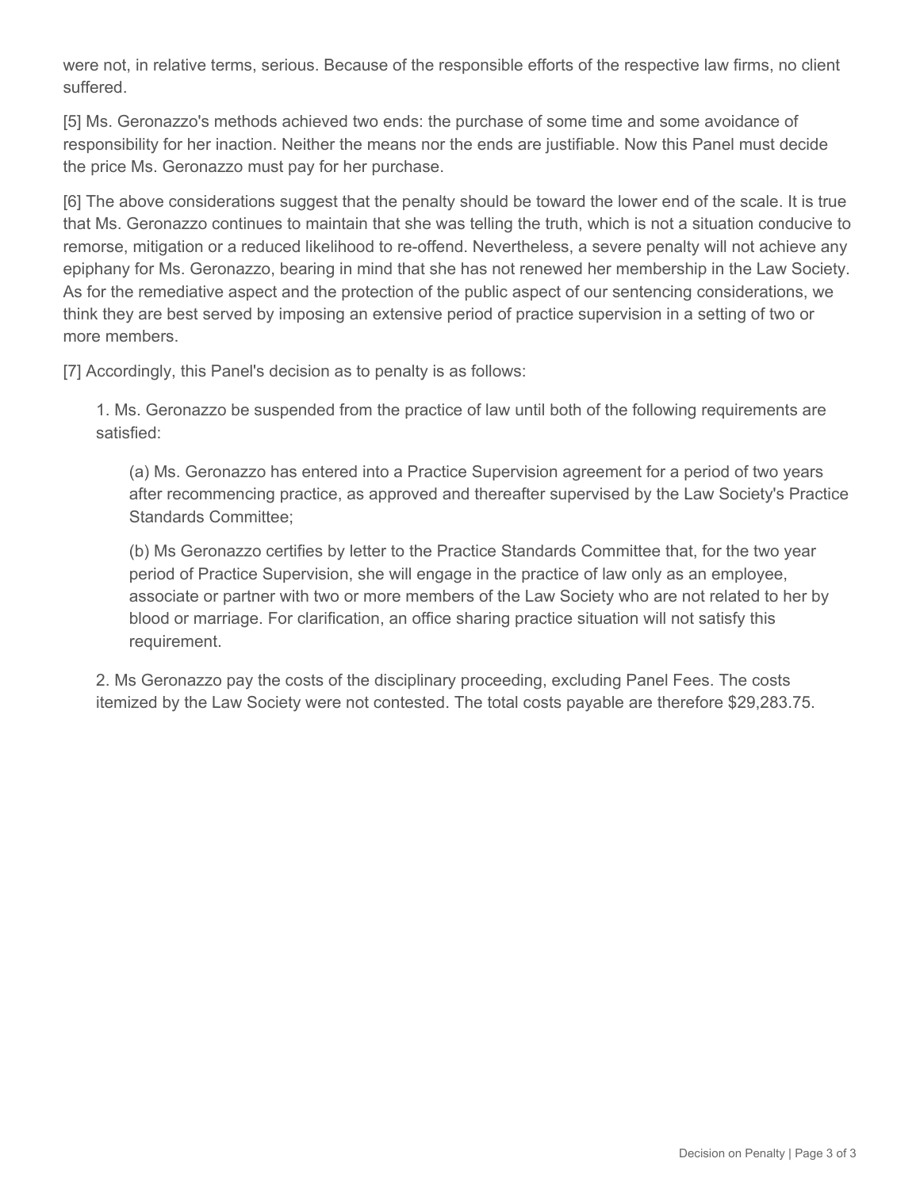were not, in relative terms, serious. Because of the responsible efforts of the respective law firms, no client suffered.

[5] Ms. Geronazzo's methods achieved two ends: the purchase of some time and some avoidance of responsibility for her inaction. Neither the means nor the ends are justifiable. Now this Panel must decide the price Ms. Geronazzo must pay for her purchase.

[6] The above considerations suggest that the penalty should be toward the lower end of the scale. It is true that Ms. Geronazzo continues to maintain that she was telling the truth, which is not a situation conducive to remorse, mitigation or a reduced likelihood to re-offend. Nevertheless, a severe penalty will not achieve any epiphany for Ms. Geronazzo, bearing in mind that she has not renewed her membership in the Law Society. As for the remediative aspect and the protection of the public aspect of our sentencing considerations, we think they are best served by imposing an extensive period of practice supervision in a setting of two or more members.

[7] Accordingly, this Panel's decision as to penalty is as follows:

1. Ms. Geronazzo be suspended from the practice of law until both of the following requirements are satisfied:

    (a) Ms. Geronazzo has entered into a Practice Supervision agreement for a period of two years after recommencing practice, as approved and thereafter supervised by the Law Society's Practice Standards Committee;

    (b) Ms Geronazzo certifies by letter to the Practice Standards Committee that, for the two year period of Practice Supervision, she will engage in the practice of law only as an employee, associate or partner with two or more members of the Law Society who are not related to her by blood or marriage. For clarification, an office sharing practice situation will not satisfy this requirement.

2. Ms Geronazzo pay the costs of the disciplinary proceeding, excluding Panel Fees. The costs itemized by the Law Society were not contested. The total costs payable are therefore $29,283.75.